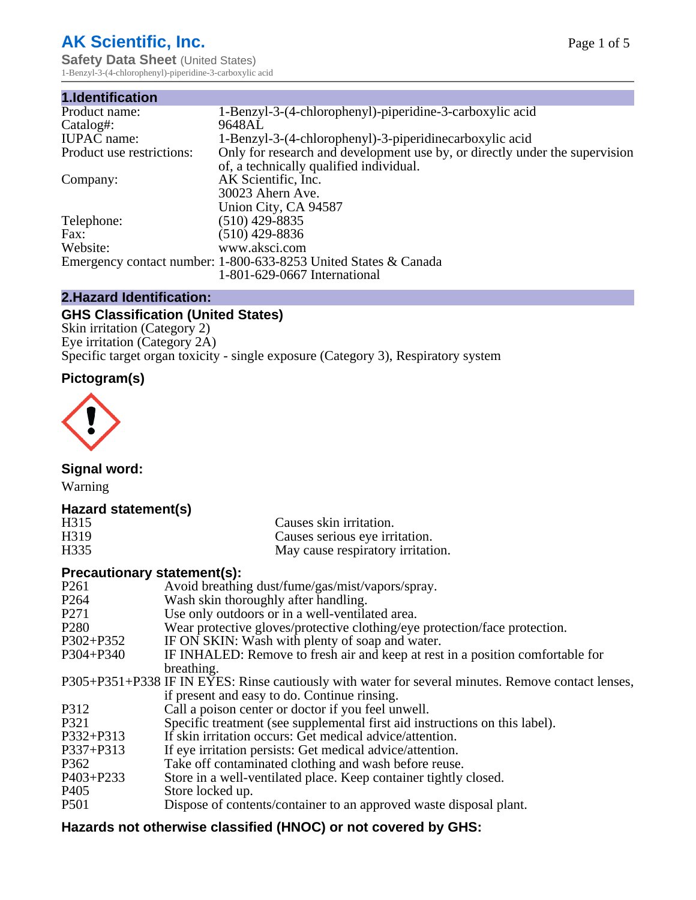# AK Scientific, Inc.

**Safety Data Sheet** (United States)
1-Benzyl-3-(4-chlorophenyl)-piperidine-3-carboxylic acid

## 1.Identification

| | |
|---|---|
| Product name: | 1-Benzyl-3-(4-chlorophenyl)-piperidine-3-carboxylic acid |
| Catalog#: | 9648AL |
| IUPAC name: | 1-Benzyl-3-(4-chlorophenyl)-3-piperidinecarboxylic acid |
| Product use restrictions: | Only for research and development use by, or directly under the supervision of, a technically qualified individual. |
| Company: | AK Scientific, Inc.<br>30023 Ahern Ave.<br>Union City, CA 94587 |
| Telephone: | (510) 429-8835 |
| Fax: | (510) 429-8836 |
| Website: | www.aksci.com |
| Emergency contact number: | 1-800-633-8253 United States & Canada<br>1-801-629-0667 International |

## 2.Hazard Identification:

### GHS Classification (United States)

Skin irritation (Category 2)
Eye irritation (Category 2A)
Specific target organ toxicity - single exposure (Category 3), Respiratory system

### Pictogram(s)

### Signal word:

Warning

### Hazard statement(s)

| | |
|---|---|
| H315 | Causes skin irritation. |
| H319 | Causes serious eye irritation. |
| H335 | May cause respiratory irritation. |

### Precautionary statement(s):

| | |
|---|---|
| P261 | Avoid breathing dust/fume/gas/mist/vapors/spray. |
| P264 | Wash skin thoroughly after handling. |
| P271 | Use only outdoors or in a well-ventilated area. |
| P280 | Wear protective gloves/protective clothing/eye protection/face protection. |
| P302+P352 | IF ON SKIN: Wash with plenty of soap and water. |
| P304+P340 | IF INHALED: Remove to fresh air and keep at rest in a position comfortable for breathing. |
| P305+P351+P338 | IF IN EYES: Rinse cautiously with water for several minutes. Remove contact lenses, if present and easy to do. Continue rinsing. |
| P312 | Call a poison center or doctor if you feel unwell. |
| P321 | Specific treatment (see supplemental first aid instructions on this label). |
| P332+P313 | If skin irritation occurs: Get medical advice/attention. |
| P337+P313 | If eye irritation persists: Get medical advice/attention. |
| P362 | Take off contaminated clothing and wash before reuse. |
| P403+P233 | Store in a well-ventilated place. Keep container tightly closed. |
| P405 | Store locked up. |
| P501 | Dispose of contents/container to an approved waste disposal plant. |

### Hazards not otherwise classified (HNOC) or not covered by GHS: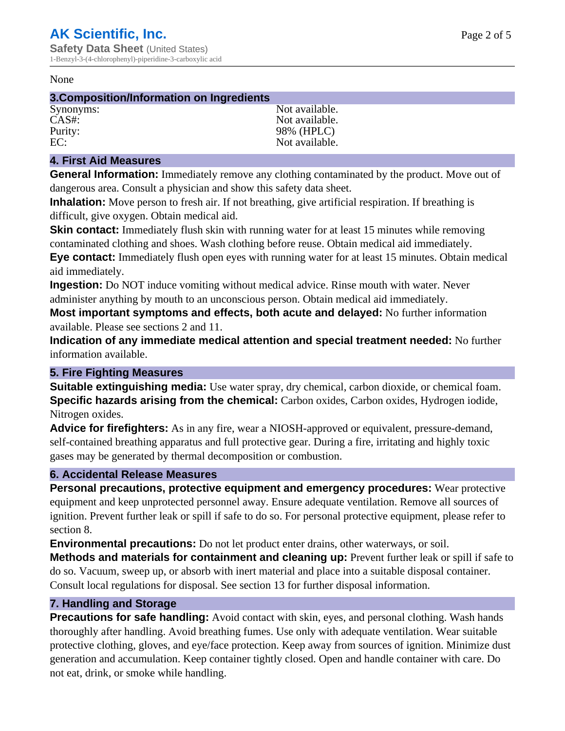None

## 3.Composition/Information on Ingredients

| | |
|---|---|
| Synonyms: | Not available. |
| CAS#: | Not available. |
| Purity: | 98% (HPLC) |
| EC: | Not available. |

## 4. First Aid Measures

**General Information:** Immediately remove any clothing contaminated by the product. Move out of dangerous area. Consult a physician and show this safety data sheet.

**Inhalation:** Move person to fresh air. If not breathing, give artificial respiration. If breathing is difficult, give oxygen. Obtain medical aid.

**Skin contact:** Immediately flush skin with running water for at least 15 minutes while removing contaminated clothing and shoes. Wash clothing before reuse. Obtain medical aid immediately.

**Eye contact:** Immediately flush open eyes with running water for at least 15 minutes. Obtain medical aid immediately.

**Ingestion:** Do NOT induce vomiting without medical advice. Rinse mouth with water. Never administer anything by mouth to an unconscious person. Obtain medical aid immediately.

**Most important symptoms and effects, both acute and delayed:** No further information available. Please see sections 2 and 11.

**Indication of any immediate medical attention and special treatment needed:** No further information available.

## 5. Fire Fighting Measures

**Suitable extinguishing media:** Use water spray, dry chemical, carbon dioxide, or chemical foam.

**Specific hazards arising from the chemical:** Carbon oxides, Carbon oxides, Hydrogen iodide, Nitrogen oxides.

**Advice for firefighters:** As in any fire, wear a NIOSH-approved or equivalent, pressure-demand, self-contained breathing apparatus and full protective gear. During a fire, irritating and highly toxic gases may be generated by thermal decomposition or combustion.

## 6. Accidental Release Measures

**Personal precautions, protective equipment and emergency procedures:** Wear protective equipment and keep unprotected personnel away. Ensure adequate ventilation. Remove all sources of ignition. Prevent further leak or spill if safe to do so. For personal protective equipment, please refer to section 8.

**Environmental precautions:** Do not let product enter drains, other waterways, or soil.

**Methods and materials for containment and cleaning up:** Prevent further leak or spill if safe to do so. Vacuum, sweep up, or absorb with inert material and place into a suitable disposal container. Consult local regulations for disposal. See section 13 for further disposal information.

## 7. Handling and Storage

**Precautions for safe handling:** Avoid contact with skin, eyes, and personal clothing. Wash hands thoroughly after handling. Avoid breathing fumes. Use only with adequate ventilation. Wear suitable protective clothing, gloves, and eye/face protection. Keep away from sources of ignition. Minimize dust generation and accumulation. Keep container tightly closed. Open and handle container with care. Do not eat, drink, or smoke while handling.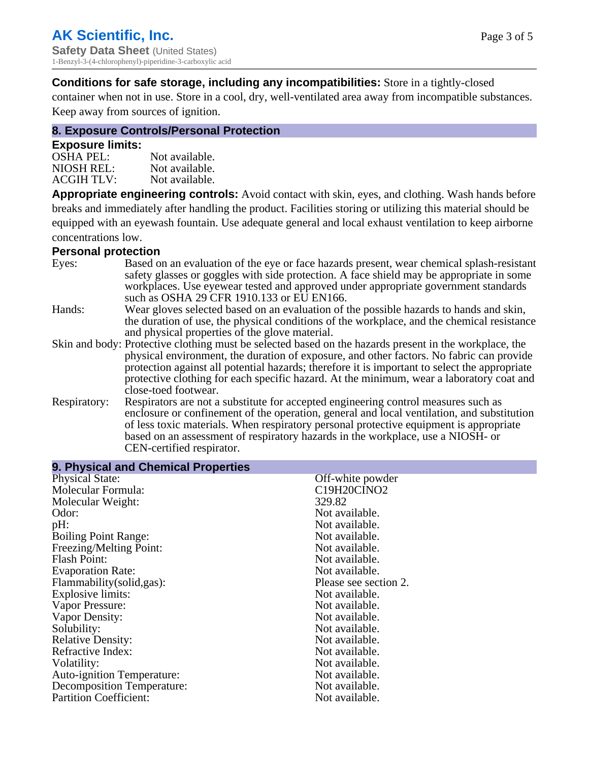**Conditions for safe storage, including any incompatibilities:** Store in a tightly-closed container when not in use. Store in a cool, dry, well-ventilated area away from incompatible substances. Keep away from sources of ignition.

## 8. Exposure Controls/Personal Protection

### Exposure limits:

| | |
|---|---|
| OSHA PEL: | Not available. |
| NIOSH REL: | Not available. |
| ACGIH TLV: | Not available. |

**Appropriate engineering controls:** Avoid contact with skin, eyes, and clothing. Wash hands before breaks and immediately after handling the product. Facilities storing or utilizing this material should be equipped with an eyewash fountain. Use adequate general and local exhaust ventilation to keep airborne concentrations low.

### Personal protection

| | |
|---|---|
| Eyes: | Based on an evaluation of the eye or face hazards present, wear chemical splash-resistant safety glasses or goggles with side protection. A face shield may be appropriate in some workplaces. Use eyewear tested and approved under appropriate government standards such as OSHA 29 CFR 1910.133 or EU EN166. |
| Hands: | Wear gloves selected based on an evaluation of the possible hazards to hands and skin, the duration of use, the physical conditions of the workplace, and the chemical resistance and physical properties of the glove material. |
| Skin and body: | Protective clothing must be selected based on the hazards present in the workplace, the physical environment, the duration of exposure, and other factors. No fabric can provide protection against all potential hazards; therefore it is important to select the appropriate protective clothing for each specific hazard. At the minimum, wear a laboratory coat and close-toed footwear. |
| Respiratory: | Respirators are not a substitute for accepted engineering control measures such as enclosure or confinement of the operation, general and local ventilation, and substitution of less toxic materials. When respiratory personal protective equipment is appropriate based on an assessment of respiratory hazards in the workplace, use a NIOSH- or CEN-certified respirator. |

## 9. Physical and Chemical Properties

| | |
|---|---|
| Physical State: | Off-white powder |
| Molecular Formula: | $C_{19}H_{20}ClNO_2$ |
| Molecular Weight: | 329.82 |
| Odor: | Not available. |
| pH: | Not available. |
| Boiling Point Range: | Not available. |
| Freezing/Melting Point: | Not available. |
| Flash Point: | Not available. |
| Evaporation Rate: | Not available. |
| Flammability(solid,gas): | Please see section 2. |
| Explosive limits: | Not available. |
| Vapor Pressure: | Not available. |
| Vapor Density: | Not available. |
| Solubility: | Not available. |
| Relative Density: | Not available. |
| Refractive Index: | Not available. |
| Volatility: | Not available. |
| Auto-ignition Temperature: | Not available. |
| Decomposition Temperature: | Not available. |
| Partition Coefficient: | Not available. |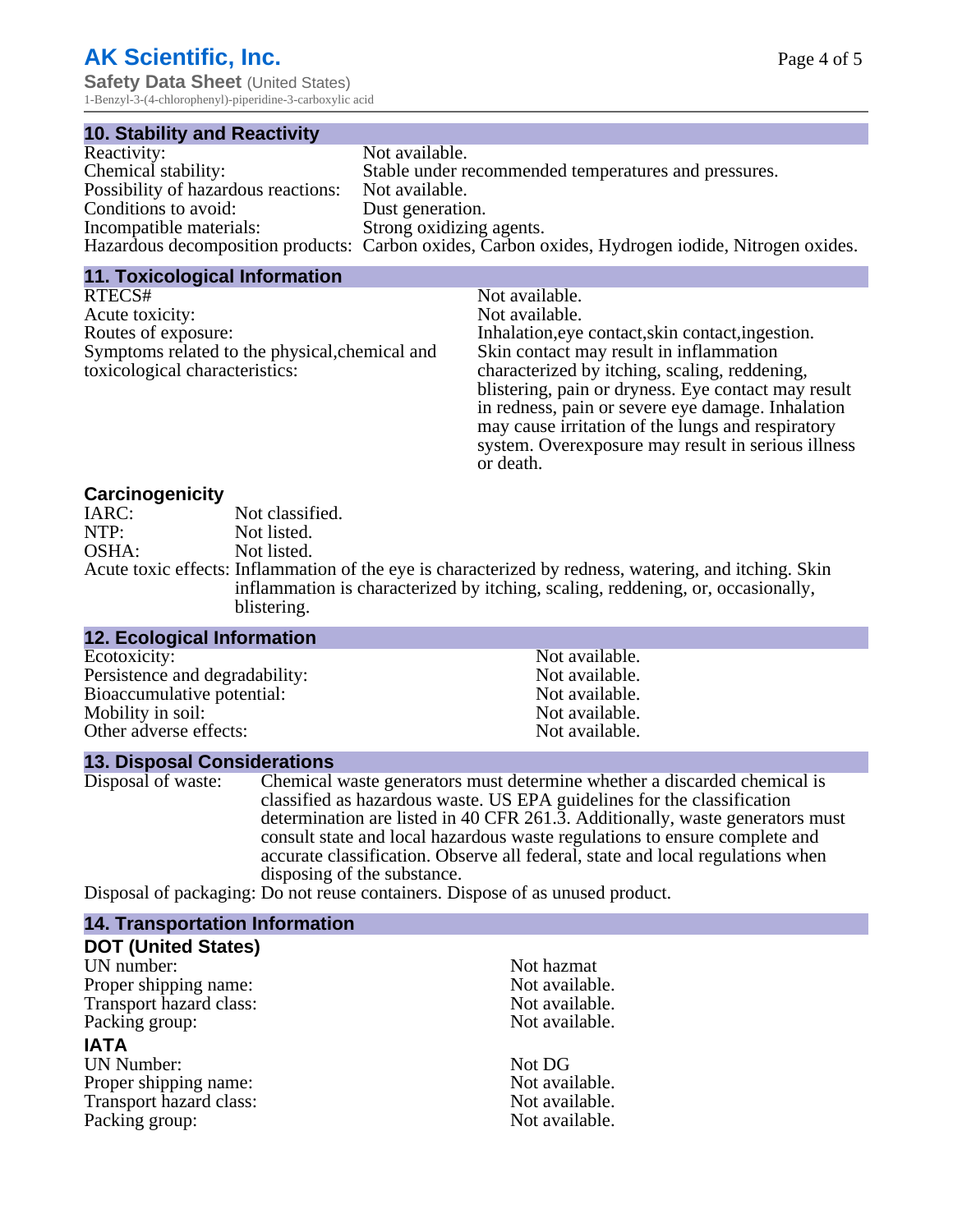## 10. Stability and Reactivity

| | |
|---|---|
| Reactivity: | Not available. |
| Chemical stability: | Stable under recommended temperatures and pressures. |
| Possibility of hazardous reactions: | Not available. |
| Conditions to avoid: | Dust generation. |
| Incompatible materials: | Strong oxidizing agents. |
| Hazardous decomposition products: | Carbon oxides, Carbon oxides, Hydrogen iodide, Nitrogen oxides. |

## 11. Toxicological Information

| | |
|---|---|
| RTECS# | Not available. |
| Acute toxicity: | Not available. |
| Routes of exposure: | Inhalation,eye contact,skin contact,ingestion. |
| Symptoms related to the physical,chemical and toxicological characteristics: | Skin contact may result in inflammation characterized by itching, scaling, reddening, blistering, pain or dryness. Eye contact may result in redness, pain or severe eye damage. Inhalation may cause irritation of the lungs and respiratory system. Overexposure may result in serious illness or death. |

### Carcinogenicity

| | |
|---|---|
| IARC: | Not classified. |
| NTP: | Not listed. |
| OSHA: | Not listed. |
| Acute toxic effects: | Inflammation of the eye is characterized by redness, watering, and itching. Skin inflammation is characterized by itching, scaling, reddening, or, occasionally, blistering. |

## 12. Ecological Information

| | |
|---|---|
| Ecotoxicity: | Not available. |
| Persistence and degradability: | Not available. |
| Bioaccumulative potential: | Not available. |
| Mobility in soil: | Not available. |
| Other adverse effects: | Not available. |

## 13. Disposal Considerations

| | |
|---|---|
| Disposal of waste: | Chemical waste generators must determine whether a discarded chemical is classified as hazardous waste. US EPA guidelines for the classification determination are listed in 40 CFR 261.3. Additionally, waste generators must consult state and local hazardous waste regulations to ensure complete and accurate classification. Observe all federal, state and local regulations when disposing of the substance. |
| Disposal of packaging: | Do not reuse containers. Dispose of as unused product. |

## 14. Transportation Information

### DOT (United States)

| | |
|---|---|
| UN number: | Not hazmat |
| Proper shipping name: | Not available. |
| Transport hazard class: | Not available. |
| Packing group: | Not available. |

### IATA

| | |
|---|---|
| UN Number: | Not DG |
| Proper shipping name: | Not available. |
| Transport hazard class: | Not available. |
| Packing group: | Not available. |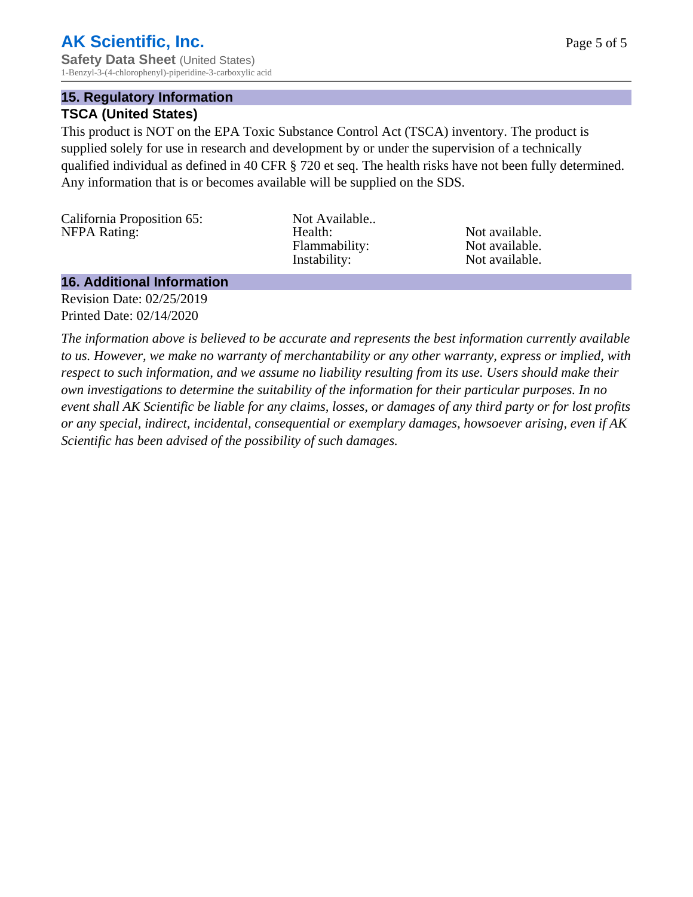## 15. Regulatory Information

### TSCA (United States)

This product is NOT on the EPA Toxic Substance Control Act (TSCA) inventory. The product is supplied solely for use in research and development by or under the supervision of a technically qualified individual as defined in 40 CFR § 720 et seq. The health risks have not been fully determined. Any information that is or becomes available will be supplied on the SDS.

| | | |
|---|---|---|
| California Proposition 65: | Not Available.. | |
| NFPA Rating: | Health: | Not available. |
| | Flammability: | Not available. |
| | Instability: | Not available. |

## 16. Additional Information

Revision Date: 02/25/2019
Printed Date: 02/14/2020

*The information above is believed to be accurate and represents the best information currently available to us. However, we make no warranty of merchantability or any other warranty, express or implied, with respect to such information, and we assume no liability resulting from its use. Users should make their own investigations to determine the suitability of the information for their particular purposes. In no event shall AK Scientific be liable for any claims, losses, or damages of any third party or for lost profits or any special, indirect, incidental, consequential or exemplary damages, howsoever arising, even if AK Scientific has been advised of the possibility of such damages.*